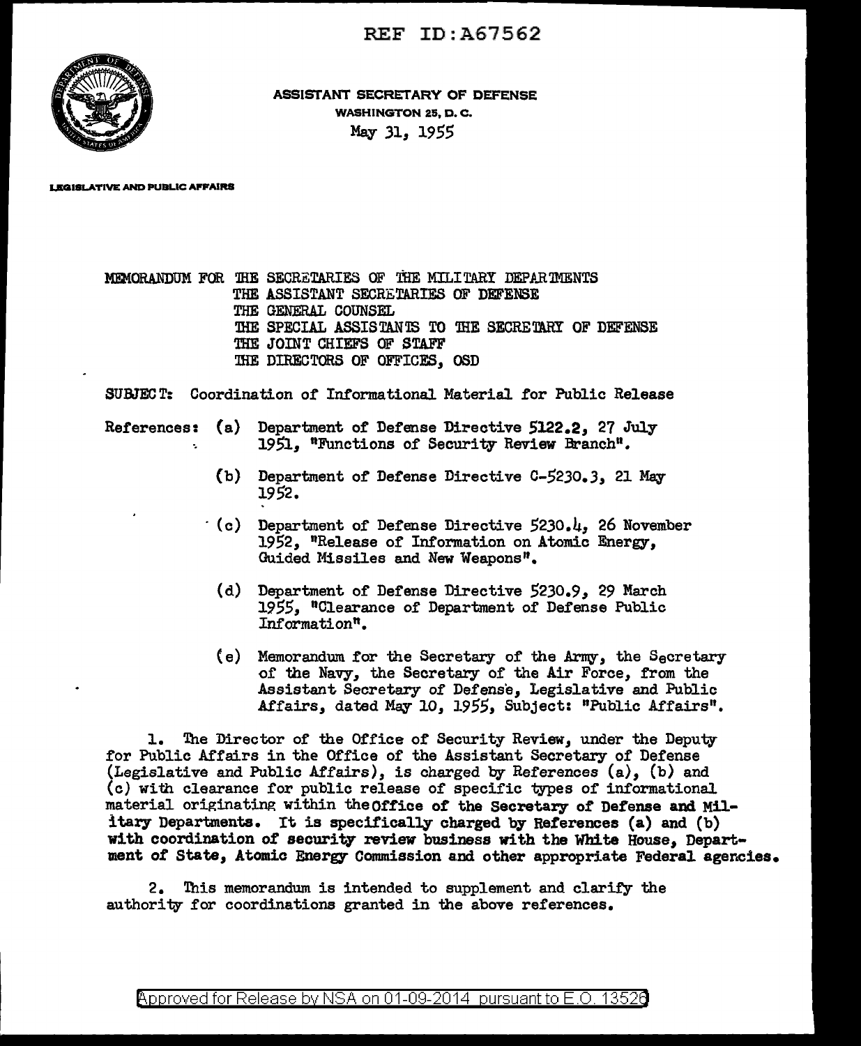REF ID:A67562

ASSISTANT SECRETARY OF DEFENSE
WASHINGTON 25, D. C.
May 31, 1955

LEGISLATIVE AND PUBLIC AFFAIRS

MEMORANDUM FOR THE SECRETARIES OF THE MILITARY DEPARTMENTS
THE ASSISTANT SECRETARIES OF DEFENSE
THE GENERAL COUNSEL
THE SPECIAL ASSISTANTS TO THE SECRETARY OF DEFENSE
THE JOINT CHIEFS OF STAFF
THE DIRECTORS OF OFFICES, OSD

SUBJECT: Coordination of Informational Material for Public Release

References:

(a) Department of Defense Directive 5122.2, 27 July 1951, "Functions of Security Review Branch".

(b) Department of Defense Directive C-5230.3, 21 May 1952.

(c) Department of Defense Directive 5230.4, 26 November 1952, "Release of Information on Atomic Energy, Guided Missiles and New Weapons".

(d) Department of Defense Directive 5230.9, 29 March 1955, "Clearance of Department of Defense Public Information".

(e) Memorandum for the Secretary of the Army, the Secretary of the Navy, the Secretary of the Air Force, from the Assistant Secretary of Defense, Legislative and Public Affairs, dated May 10, 1955, Subject: "Public Affairs".

1. The Director of the Office of Security Review, under the Deputy for Public Affairs in the Office of the Assistant Secretary of Defense (Legislative and Public Affairs), is charged by References (a), (b) and (c) with clearance for public release of specific types of informational material originating within the Office of the Secretary of Defense and Military Departments. It is specifically charged by References (a) and (b) with coordination of security review business with the White House, Department of State, Atomic Energy Commission and other appropriate Federal agencies.

2. This memorandum is intended to supplement and clarify the authority for coordinations granted in the above references.

Approved for Release by NSA on 01-09-2014 pursuant to E.O. 13526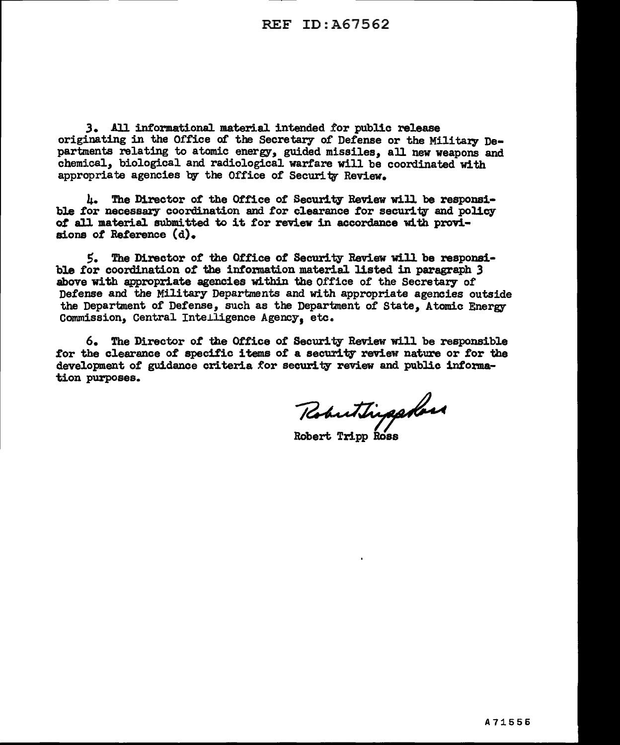REF ID:A67562

3. All informational material intended for public release originating in the Office of the Secretary of Defense or the Military Departments relating to atomic energy, guided missiles, all new weapons and chemical, biological and radiological warfare will be coordinated with appropriate agencies by the Office of Security Review.

4. The Director of the Office of Security Review will be responsible for necessary coordination and for clearance for security and policy of all material submitted to it for review in accordance with provisions of Reference (d).

5. The Director of the Office of Security Review will be responsible for coordination of the information material listed in paragraph 3 above with appropriate agencies within the Office of the Secretary of Defense and the Military Departments and with appropriate agencies outside the Department of Defense, such as the Department of State, Atomic Energy Commission, Central Intelligence Agency, etc.

6. The Director of the Office of Security Review will be responsible for the clearance of specific items of a security review nature or for the development of guidance criteria for security review and public information purposes.

Robert Tripp Ross

Robert Tripp Ross

A71555